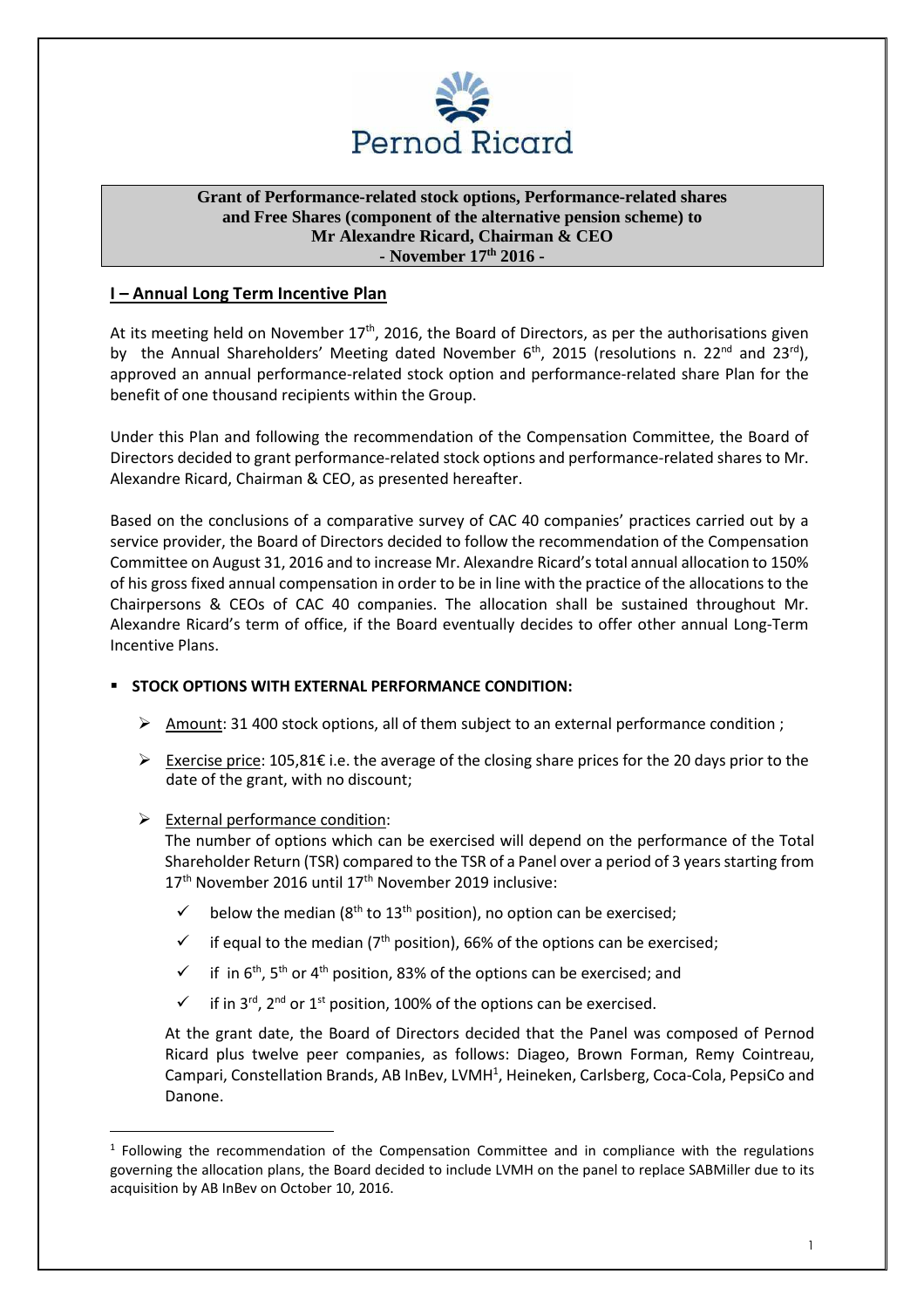**Grant of Performance-related stock options, Performance-related shares and Free Shares (component of the alternative pension scheme) to Mr Alexandre Ricard, Chairman & CEO**
**- November 17th 2016 -**

## I – Annual Long Term Incentive Plan

At its meeting held on November 17th, 2016, the Board of Directors, as per the authorisations given by the Annual Shareholders' Meeting dated November 6th, 2015 (resolutions n. 22nd and 23rd), approved an annual performance-related stock option and performance-related share Plan for the benefit of one thousand recipients within the Group.

Under this Plan and following the recommendation of the Compensation Committee, the Board of Directors decided to grant performance-related stock options and performance-related shares to Mr. Alexandre Ricard, Chairman & CEO, as presented hereafter.

Based on the conclusions of a comparative survey of CAC 40 companies' practices carried out by a service provider, the Board of Directors decided to follow the recommendation of the Compensation Committee on August 31, 2016 and to increase Mr. Alexandre Ricard's total annual allocation to 150% of his gross fixed annual compensation in order to be in line with the practice of the allocations to the Chairpersons & CEOs of CAC 40 companies. The allocation shall be sustained throughout Mr. Alexandre Ricard's term of office, if the Board eventually decides to offer other annual Long-Term Incentive Plans.

- **STOCK OPTIONS WITH EXTERNAL PERFORMANCE CONDITION:**
  - Amount: 31 400 stock options, all of them subject to an external performance condition ;
  - Exercise price: 105,81€ i.e. the average of the closing share prices for the 20 days prior to the date of the grant, with no discount;
  - External performance condition:
    The number of options which can be exercised will depend on the performance of the Total Shareholder Return (TSR) compared to the TSR of a Panel over a period of 3 years starting from 17th November 2016 until 17th November 2019 inclusive:
    - ✓ below the median (8th to 13th position), no option can be exercised;
    - ✓ if equal to the median (7th position), 66% of the options can be exercised;
    - ✓ if in 6th, 5th or 4th position, 83% of the options can be exercised; and
    - ✓ if in 3rd, 2nd or 1st position, 100% of the options can be exercised.

    At the grant date, the Board of Directors decided that the Panel was composed of Pernod Ricard plus twelve peer companies, as follows: Diageo, Brown Forman, Remy Cointreau, Campari, Constellation Brands, AB InBev, LVMH[1], Heineken, Carlsberg, Coca-Cola, PepsiCo and Danone.

[1] Following the recommendation of the Compensation Committee and in compliance with the regulations governing the allocation plans, the Board decided to include LVMH on the panel to replace SABMiller due to its acquisition by AB InBev on October 10, 2016.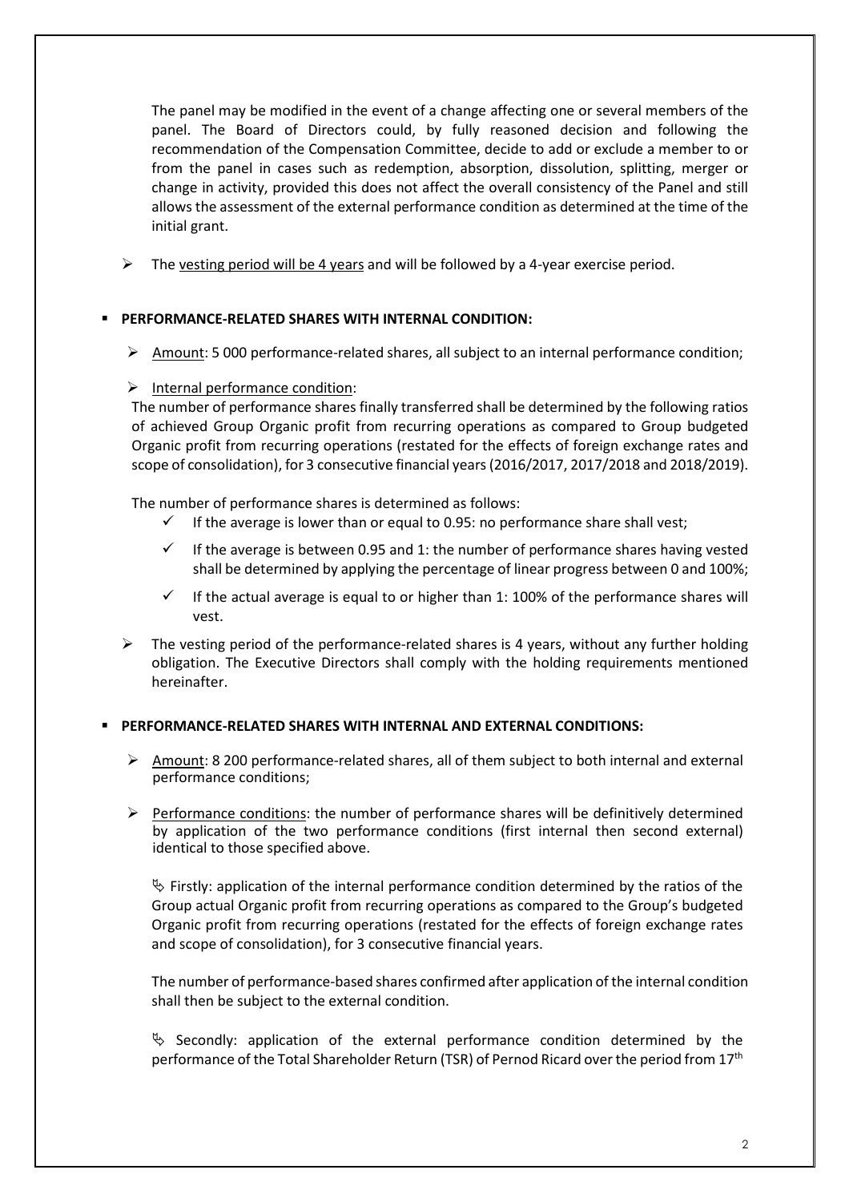The panel may be modified in the event of a change affecting one or several members of the panel. The Board of Directors could, by fully reasoned decision and following the recommendation of the Compensation Committee, decide to add or exclude a member to or from the panel in cases such as redemption, absorption, dissolution, splitting, merger or change in activity, provided this does not affect the overall consistency of the Panel and still allows the assessment of the external performance condition as determined at the time of the initial grant.

- The vesting period will be 4 years and will be followed by a 4-year exercise period.

- **PERFORMANCE-RELATED SHARES WITH INTERNAL CONDITION:**

  - Amount: 5 000 performance-related shares, all subject to an internal performance condition;

  - Internal performance condition:
    The number of performance shares finally transferred shall be determined by the following ratios of achieved Group Organic profit from recurring operations as compared to Group budgeted Organic profit from recurring operations (restated for the effects of foreign exchange rates and scope of consolidation), for 3 consecutive financial years (2016/2017, 2017/2018 and 2018/2019).

    The number of performance shares is determined as follows:
    - ✓ If the average is lower than or equal to 0.95: no performance share shall vest;
    - ✓ If the average is between 0.95 and 1: the number of performance shares having vested shall be determined by applying the percentage of linear progress between 0 and 100%;
    - ✓ If the actual average is equal to or higher than 1: 100% of the performance shares will vest.

  - The vesting period of the performance-related shares is 4 years, without any further holding obligation. The Executive Directors shall comply with the holding requirements mentioned hereinafter.

- **PERFORMANCE-RELATED SHARES WITH INTERNAL AND EXTERNAL CONDITIONS:**

  - Amount: 8 200 performance-related shares, all of them subject to both internal and external performance conditions;

  - Performance conditions: the number of performance shares will be definitively determined by application of the two performance conditions (first internal then second external) identical to those specified above.

    ↳ Firstly: application of the internal performance condition determined by the ratios of the Group actual Organic profit from recurring operations as compared to the Group's budgeted Organic profit from recurring operations (restated for the effects of foreign exchange rates and scope of consolidation), for 3 consecutive financial years.

    The number of performance-based shares confirmed after application of the internal condition shall then be subject to the external condition.

    ↳ Secondly: application of the external performance condition determined by the performance of the Total Shareholder Return (TSR) of Pernod Ricard over the period from 17th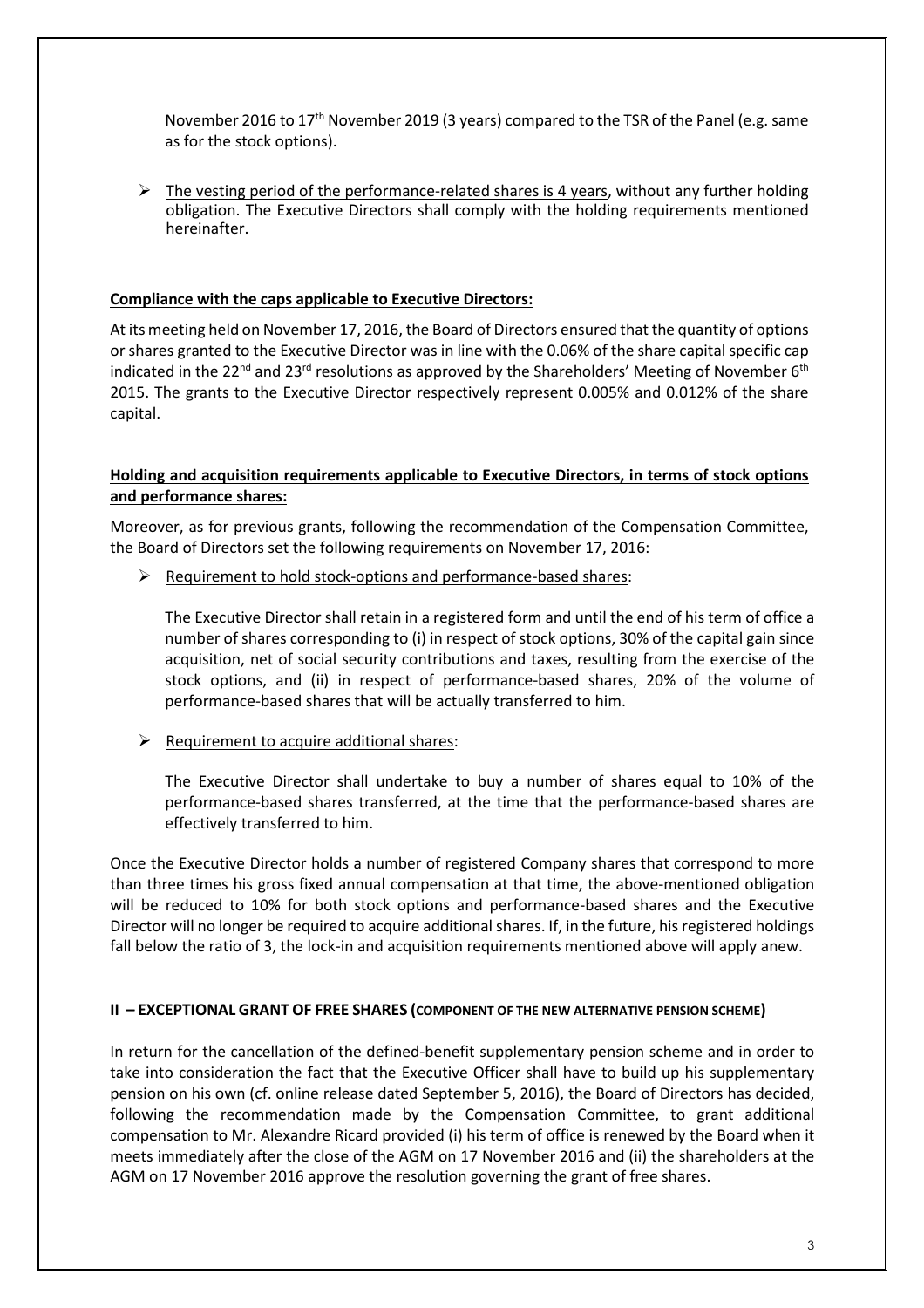November 2016 to 17th November 2019 (3 years) compared to the TSR of the Panel (e.g. same as for the stock options).

- The vesting period of the performance-related shares is 4 years, without any further holding obligation. The Executive Directors shall comply with the holding requirements mentioned hereinafter.

**Compliance with the caps applicable to Executive Directors:**

At its meeting held on November 17, 2016, the Board of Directors ensured that the quantity of options or shares granted to the Executive Director was in line with the 0.06% of the share capital specific cap indicated in the 22nd and 23rd resolutions as approved by the Shareholders' Meeting of November 6th 2015. The grants to the Executive Director respectively represent 0.005% and 0.012% of the share capital.

**Holding and acquisition requirements applicable to Executive Directors, in terms of stock options and performance shares:**

Moreover, as for previous grants, following the recommendation of the Compensation Committee, the Board of Directors set the following requirements on November 17, 2016:

- Requirement to hold stock-options and performance-based shares:

  The Executive Director shall retain in a registered form and until the end of his term of office a number of shares corresponding to (i) in respect of stock options, 30% of the capital gain since acquisition, net of social security contributions and taxes, resulting from the exercise of the stock options, and (ii) in respect of performance-based shares, 20% of the volume of performance-based shares that will be actually transferred to him.

- Requirement to acquire additional shares:

  The Executive Director shall undertake to buy a number of shares equal to 10% of the performance-based shares transferred, at the time that the performance-based shares are effectively transferred to him.

Once the Executive Director holds a number of registered Company shares that correspond to more than three times his gross fixed annual compensation at that time, the above-mentioned obligation will be reduced to 10% for both stock options and performance-based shares and the Executive Director will no longer be required to acquire additional shares. If, in the future, his registered holdings fall below the ratio of 3, the lock-in and acquisition requirements mentioned above will apply anew.

**II – EXCEPTIONAL GRANT OF FREE SHARES (COMPONENT OF THE NEW ALTERNATIVE PENSION SCHEME)**

In return for the cancellation of the defined-benefit supplementary pension scheme and in order to take into consideration the fact that the Executive Officer shall have to build up his supplementary pension on his own (cf. online release dated September 5, 2016), the Board of Directors has decided, following the recommendation made by the Compensation Committee, to grant additional compensation to Mr. Alexandre Ricard provided (i) his term of office is renewed by the Board when it meets immediately after the close of the AGM on 17 November 2016 and (ii) the shareholders at the AGM on 17 November 2016 approve the resolution governing the grant of free shares.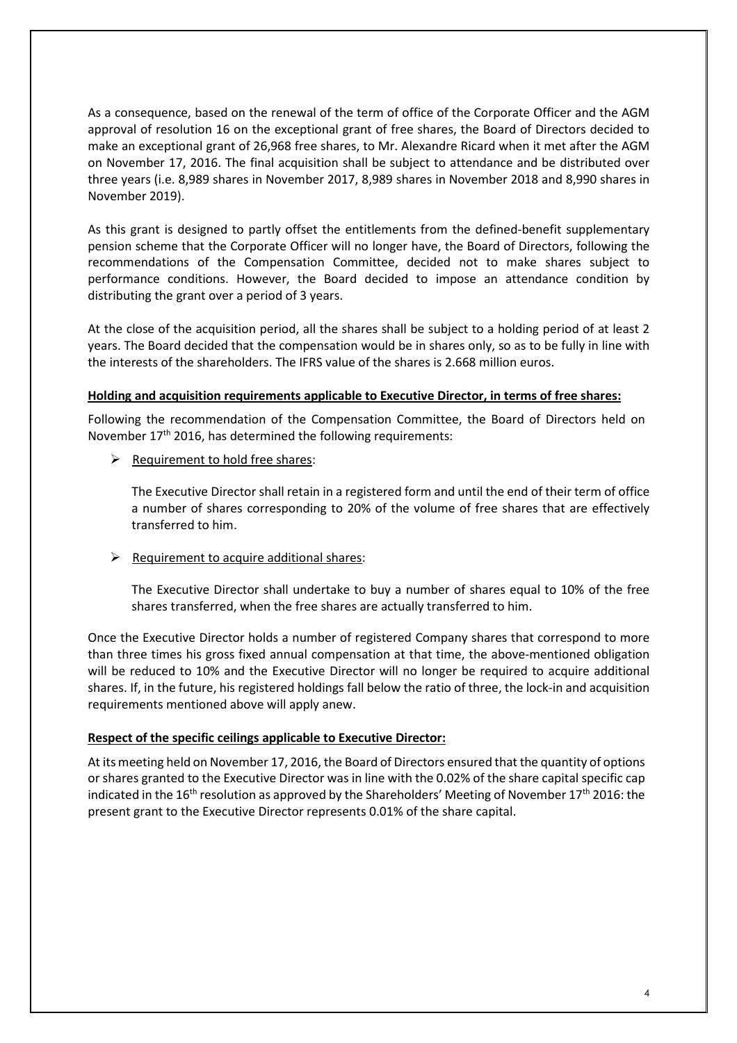As a consequence, based on the renewal of the term of office of the Corporate Officer and the AGM approval of resolution 16 on the exceptional grant of free shares, the Board of Directors decided to make an exceptional grant of 26,968 free shares, to Mr. Alexandre Ricard when it met after the AGM on November 17, 2016. The final acquisition shall be subject to attendance and be distributed over three years (i.e. 8,989 shares in November 2017, 8,989 shares in November 2018 and 8,990 shares in November 2019).

As this grant is designed to partly offset the entitlements from the defined-benefit supplementary pension scheme that the Corporate Officer will no longer have, the Board of Directors, following the recommendations of the Compensation Committee, decided not to make shares subject to performance conditions. However, the Board decided to impose an attendance condition by distributing the grant over a period of 3 years.

At the close of the acquisition period, all the shares shall be subject to a holding period of at least 2 years. The Board decided that the compensation would be in shares only, so as to be fully in line with the interests of the shareholders. The IFRS value of the shares is 2.668 million euros.

**Holding and acquisition requirements applicable to Executive Director, in terms of free shares:**

Following the recommendation of the Compensation Committee, the Board of Directors held on November 17th 2016, has determined the following requirements:

- Requirement to hold free shares:

  The Executive Director shall retain in a registered form and until the end of their term of office a number of shares corresponding to 20% of the volume of free shares that are effectively transferred to him.

- Requirement to acquire additional shares:

  The Executive Director shall undertake to buy a number of shares equal to 10% of the free shares transferred, when the free shares are actually transferred to him.

Once the Executive Director holds a number of registered Company shares that correspond to more than three times his gross fixed annual compensation at that time, the above-mentioned obligation will be reduced to 10% and the Executive Director will no longer be required to acquire additional shares. If, in the future, his registered holdings fall below the ratio of three, the lock-in and acquisition requirements mentioned above will apply anew.

**Respect of the specific ceilings applicable to Executive Director:**

At its meeting held on November 17, 2016, the Board of Directors ensured that the quantity of options or shares granted to the Executive Director was in line with the 0.02% of the share capital specific cap indicated in the 16th resolution as approved by the Shareholders' Meeting of November 17th 2016: the present grant to the Executive Director represents 0.01% of the share capital.